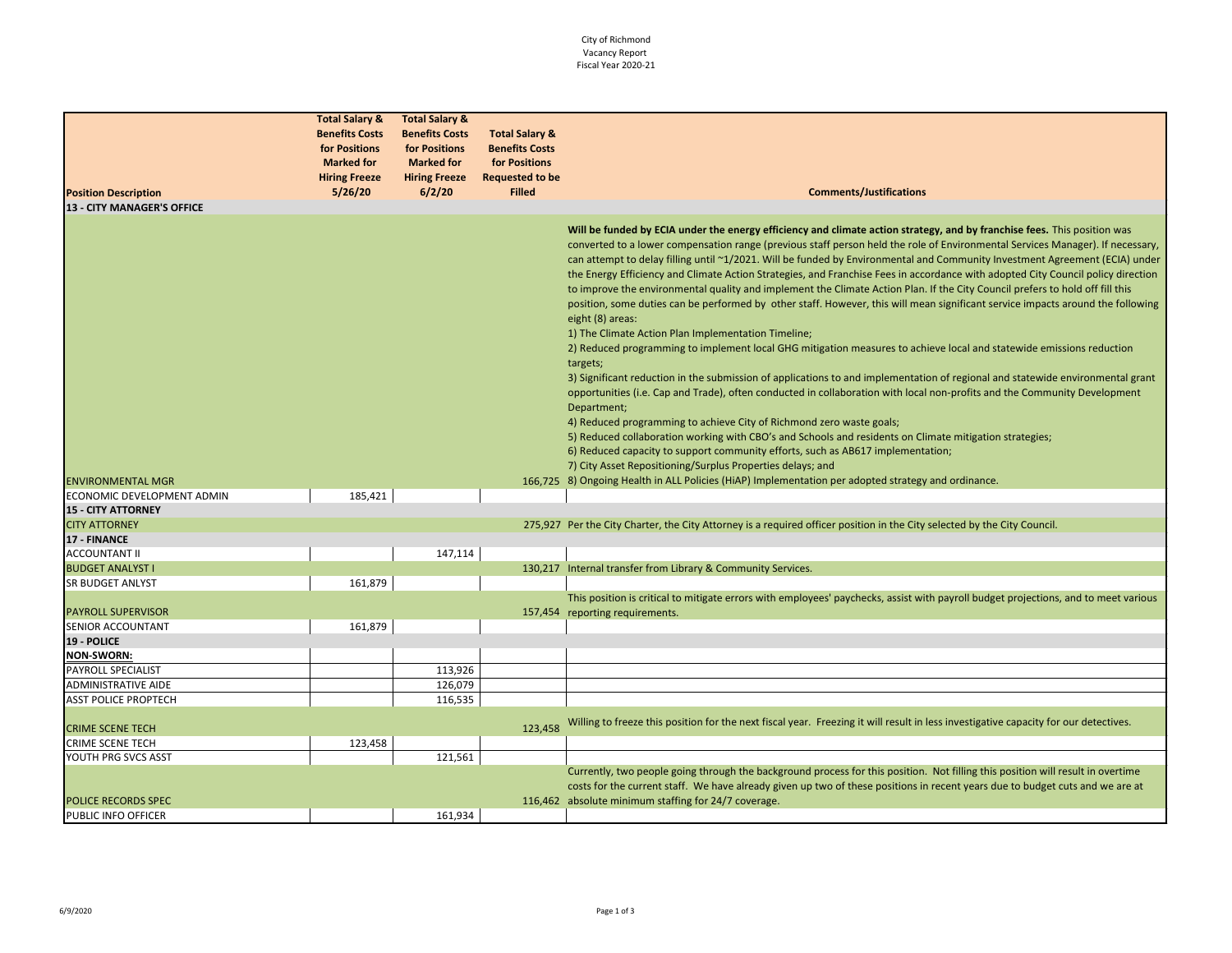City of Richmond
Vacancy Report
Fiscal Year 2020-21

| Position Description | Total Salary & Benefits Costs for Positions Marked for Hiring Freeze 5/26/20 | Total Salary & Benefits Costs for Positions Marked for Hiring Freeze 6/2/20 | Total Salary & Benefits Costs for Positions Requested to be Filled | Comments/Justifications |
|---|---|---|---|---|
| **13 - CITY MANAGER'S OFFICE** | | | | |
| ENVIRONMENTAL MGR | | | 166,725 | **Will be funded by ECIA under the energy efficiency and climate action strategy, and by franchise fees.** This position was converted to a lower compensation range (previous staff person held the role of Environmental Services Manager). If necessary, can attempt to delay filling until ~1/2021. Will be funded by Environmental and Community Investment Agreement (ECIA) under the Energy Efficiency and Climate Action Strategies, and Franchise Fees in accordance with adopted City Council policy direction to improve the environmental quality and implement the Climate Action Plan. If the City Council prefers to hold off fill this position, some duties can be performed by other staff. However, this will mean significant service impacts around the following eight (8) areas: 1) The Climate Action Plan Implementation Timeline; 2) Reduced programming to implement local GHG mitigation measures to achieve local and statewide emissions reduction targets; 3) Significant reduction in the submission of applications to and implementation of regional and statewide environmental grant opportunities (i.e. Cap and Trade), often conducted in collaboration with local non-profits and the Community Development Department; 4) Reduced programming to achieve City of Richmond zero waste goals; 5) Reduced collaboration working with CBO's and Schools and residents on Climate mitigation strategies; 6) Reduced capacity to support community efforts, such as AB617 implementation; 7) City Asset Repositioning/Surplus Properties delays; and 8) Ongoing Health in ALL Policies (HiAP) Implementation per adopted strategy and ordinance. |
| ECONOMIC DEVELOPMENT ADMIN | 185,421 | | | |
| **15 - CITY ATTORNEY** | | | | |
| CITY ATTORNEY | | | 275,927 | Per the City Charter, the City Attorney is a required officer position in the City selected by the City Council. |
| **17 - FINANCE** | | | | |
| ACCOUNTANT II | | 147,114 | | |
| BUDGET ANALYST I | | | 130,217 | Internal transfer from Library & Community Services. |
| SR BUDGET ANLYST | 161,879 | | | |
| PAYROLL SUPERVISOR | | | 157,454 | This position is critical to mitigate errors with employees' paychecks, assist with payroll budget projections, and to meet various reporting requirements. |
| SENIOR ACCOUNTANT | 161,879 | | | |
| **19 - POLICE** | | | | |
| **NON-SWORN:** | | | | |
| PAYROLL SPECIALIST | | 113,926 | | |
| ADMINISTRATIVE AIDE | | 126,079 | | |
| ASST POLICE PROPTECH | | 116,535 | | |
| CRIME SCENE TECH | | | 123,458 | Willing to freeze this position for the next fiscal year. Freezing it will result in less investigative capacity for our detectives. |
| CRIME SCENE TECH | 123,458 | | | |
| YOUTH PRG SVCS ASST | | 121,561 | | |
| POLICE RECORDS SPEC | | | 116,462 | Currently, two people going through the background process for this position. Not filling this position will result in overtime costs for the current staff. We have already given up two of these positions in recent years due to budget cuts and we are at absolute minimum staffing for 24/7 coverage. |
| PUBLIC INFO OFFICER | | 161,934 | | |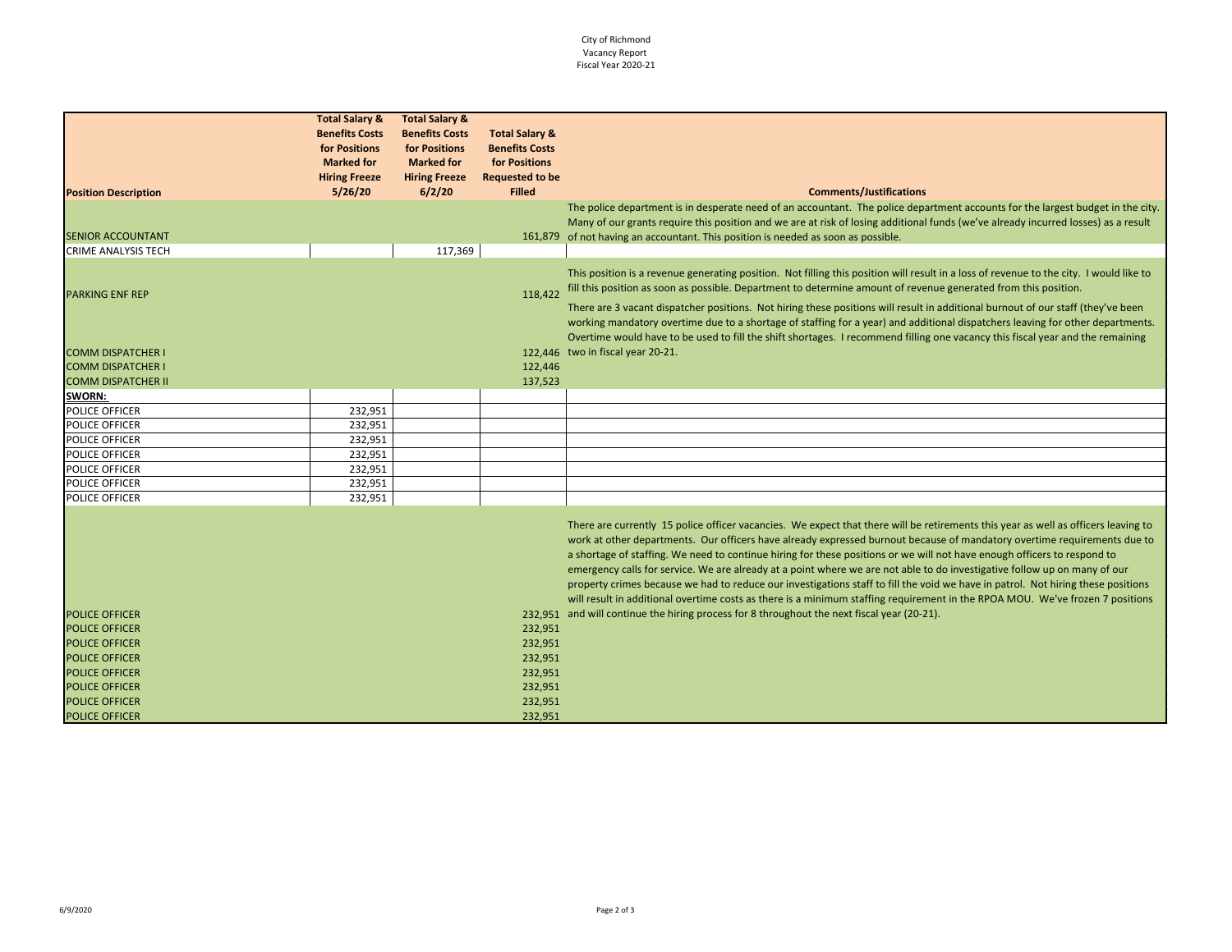City of Richmond
Vacancy Report
Fiscal Year 2020-21

| Position Description | Total Salary & Benefits Costs for Positions Marked for Hiring Freeze 5/26/20 | Total Salary & Benefits Costs for Positions Marked for Hiring Freeze 6/2/20 | Total Salary & Benefits Costs for Positions Requested to be Filled | Comments/Justifications |
|---|---|---|---|---|
| SENIOR ACCOUNTANT | | | 161,879 | The police department is in desperate need of an accountant. The police department accounts for the largest budget in the city. Many of our grants require this position and we are at risk of losing additional funds (we've already incurred losses) as a result of not having an accountant. This position is needed as soon as possible. |
| CRIME ANALYSIS TECH | | 117,369 | | |
| PARKING ENF REP | | | 118,422 | This position is a revenue generating position. Not filling this position will result in a loss of revenue to the city. I would like to fill this position as soon as possible. Department to determine amount of revenue generated from this position. |
| COMM DISPATCHER I | | | 122,446 | There are 3 vacant dispatcher positions. Not hiring these positions will result in additional burnout of our staff (they've been working mandatory overtime due to a shortage of staffing for a year) and additional dispatchers leaving for other departments. Overtime would have to be used to fill the shift shortages. I recommend filling one vacancy this fiscal year and the remaining two in fiscal year 20-21. |
| COMM DISPATCHER I | | | 122,446 | |
| COMM DISPATCHER II | | | 137,523 | |
| **SWORN:** | | | | |
| POLICE OFFICER | 232,951 | | | |
| POLICE OFFICER | 232,951 | | | |
| POLICE OFFICER | 232,951 | | | |
| POLICE OFFICER | 232,951 | | | |
| POLICE OFFICER | 232,951 | | | |
| POLICE OFFICER | 232,951 | | | |
| POLICE OFFICER | 232,951 | | | |
| POLICE OFFICER | | | 232,951 | There are currently 15 police officer vacancies. We expect that there will be retirements this year as well as officers leaving to work at other departments. Our officers have already expressed burnout because of mandatory overtime requirements due to a shortage of staffing. We need to continue hiring for these positions or we will not have enough officers to respond to emergency calls for service. We are already at a point where we are not able to do investigative follow up on many of our property crimes because we had to reduce our investigations staff to fill the void we have in patrol. Not hiring these positions will result in additional overtime costs as there is a minimum staffing requirement in the RPOA MOU. We've frozen 7 positions and will continue the hiring process for 8 throughout the next fiscal year (20-21). |
| POLICE OFFICER | | | 232,951 | |
| POLICE OFFICER | | | 232,951 | |
| POLICE OFFICER | | | 232,951 | |
| POLICE OFFICER | | | 232,951 | |
| POLICE OFFICER | | | 232,951 | |
| POLICE OFFICER | | | 232,951 | |
| POLICE OFFICER | | | 232,951 | |

6/9/2020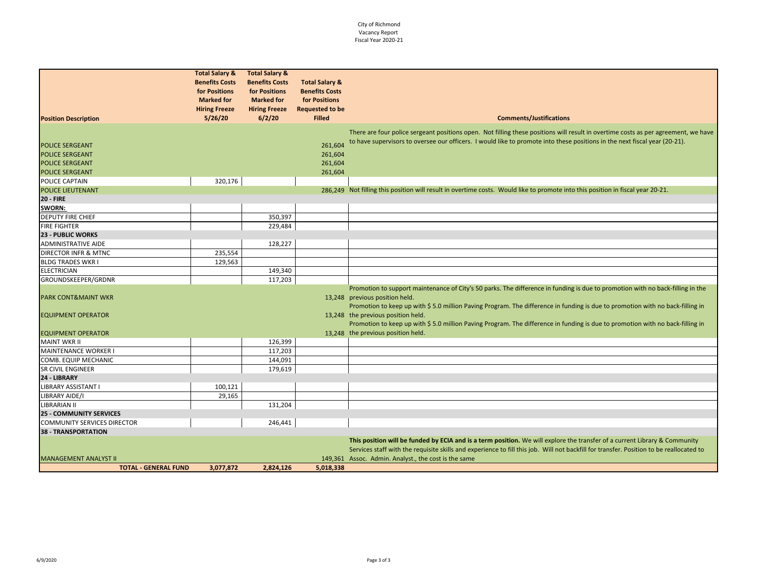City of Richmond
Vacancy Report
Fiscal Year 2020-21

| Position Description | Total Salary & Benefits Costs for Positions Marked for Hiring Freeze 5/26/20 | Total Salary & Benefits Costs for Positions Marked for Hiring Freeze 6/2/20 | Total Salary & Benefits Costs for Positions Requested to be Filled | Comments/Justifications |
|---|---|---|---|---|
| POLICE SERGEANT | | | 261,604 | There are four police sergeant positions open. Not filling these positions will result in overtime costs as per agreement, we have to have supervisors to oversee our officers. I would like to promote into these positions in the next fiscal year (20-21). |
| POLICE SERGEANT | | | 261,604 | |
| POLICE SERGEANT | | | 261,604 | |
| POLICE SERGEANT | | | 261,604 | |
| POLICE CAPTAIN | 320,176 | | | |
| POLICE LIEUTENANT | | | 286,249 | Not filling this position will result in overtime costs. Would like to promote into this position in fiscal year 20-21. |
| **20 - FIRE** | | | | |
| **SWORN:** | | | | |
| DEPUTY FIRE CHIEF | | 350,397 | | |
| FIRE FIGHTER | | 229,484 | | |
| **23 - PUBLIC WORKS** | | | | |
| ADMINISTRATIVE AIDE | | 128,227 | | |
| DIRECTOR INFR & MTNC | 235,554 | | | |
| BLDG TRADES WKR I | 129,563 | | | |
| ELECTRICIAN | | 149,340 | | |
| GROUNDSKEEPER/GRDNR | | 117,203 | | |
| PARK CONT&MAINT WKR | | | 13,248 | Promotion to support maintenance of City's 50 parks. The difference in funding is due to promotion with no back-filling in the previous position held. |
| EQUIPMENT OPERATOR | | | 13,248 | Promotion to keep up with $ 5.0 million Paving Program. The difference in funding is due to promotion with no back-filling in the previous position held. |
| EQUIPMENT OPERATOR | | | 13,248 | Promotion to keep up with $ 5.0 million Paving Program. The difference in funding is due to promotion with no back-filling in the previous position held. |
| MAINT WKR II | | 126,399 | | |
| MAINTENANCE WORKER I | | 117,203 | | |
| COMB. EQUIP MECHANIC | | 144,091 | | |
| SR CIVIL ENGINEER | | 179,619 | | |
| **24 - LIBRARY** | | | | |
| LIBRARY ASSISTANT I | 100,121 | | | |
| LIBRARY AIDE/I | 29,165 | | | |
| LIBRARIAN II | | 131,204 | | |
| **25 - COMMUNITY SERVICES** | | | | |
| COMMUNITY SERVICES DIRECTOR | | 246,441 | | |
| **38 - TRANSPORTATION** | | | | |
| MANAGEMENT ANALYST II | | | 149,361 | **This position will be funded by ECIA and is a term position.** We will explore the transfer of a current Library & Community Services staff with the requisite skills and experience to fill this job. Will not backfill for transfer. Position to be reallocated to Assoc. Admin. Analyst., the cost is the same |
| **TOTAL - GENERAL FUND** | **3,077,872** | **2,824,126** | **5,018,338** | |

6/9/2020